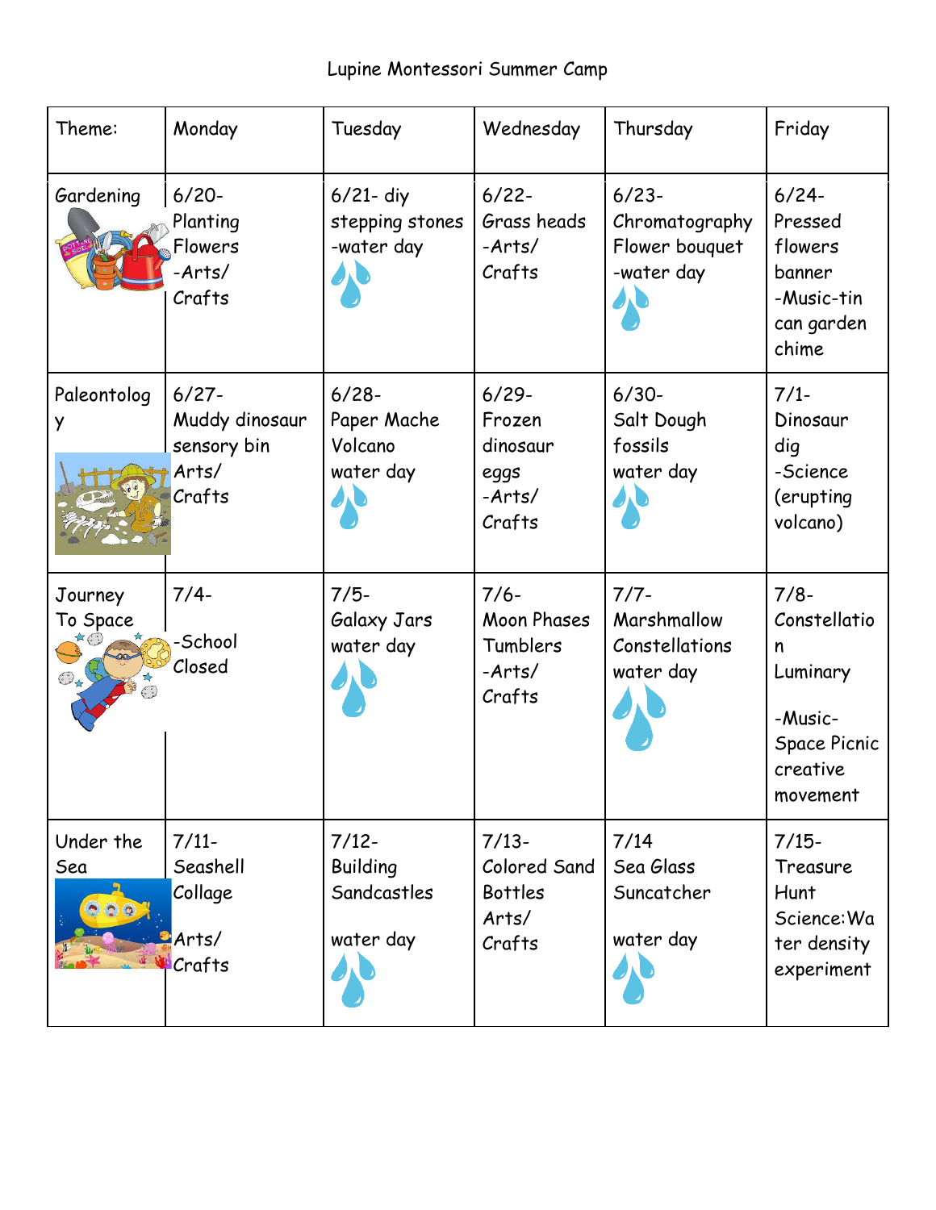Lupine Montessori Summer Camp

| Theme: | Monday | Tuesday | Wednesday | Thursday | Friday |
|---|---|---|---|---|---|
| Gardening | 6/20- Planting Flowers -Arts/ Crafts | 6/21- diy stepping stones -water day | 6/22- Grass heads -Arts/ Crafts | 6/23- Chromatography Flower bouquet -water day | 6/24- Pressed flowers banner -Music-tin can garden chime |
| Paleontology | 6/27- Muddy dinosaur sensory bin Arts/ Crafts | 6/28- Paper Mache Volcano water day | 6/29- Frozen dinosaur eggs -Arts/ Crafts | 6/30- Salt Dough fossils water day | 7/1- Dinosaur dig -Science (erupting volcano) |
| Journey To Space | 7/4- -School Closed | 7/5- Galaxy Jars water day | 7/6- Moon Phases Tumblers -Arts/ Crafts | 7/7- Marshmallow Constellations water day | 7/8- Constellation Luminary -Music- Space Picnic creative movement |
| Under the Sea | 7/11- Seashell Collage Arts/ Crafts | 7/12- Building Sandcastles water day | 7/13- Colored Sand Bottles Arts/ Crafts | 7/14 Sea Glass Suncatcher water day | 7/15- Treasure Hunt Science:Water density experiment |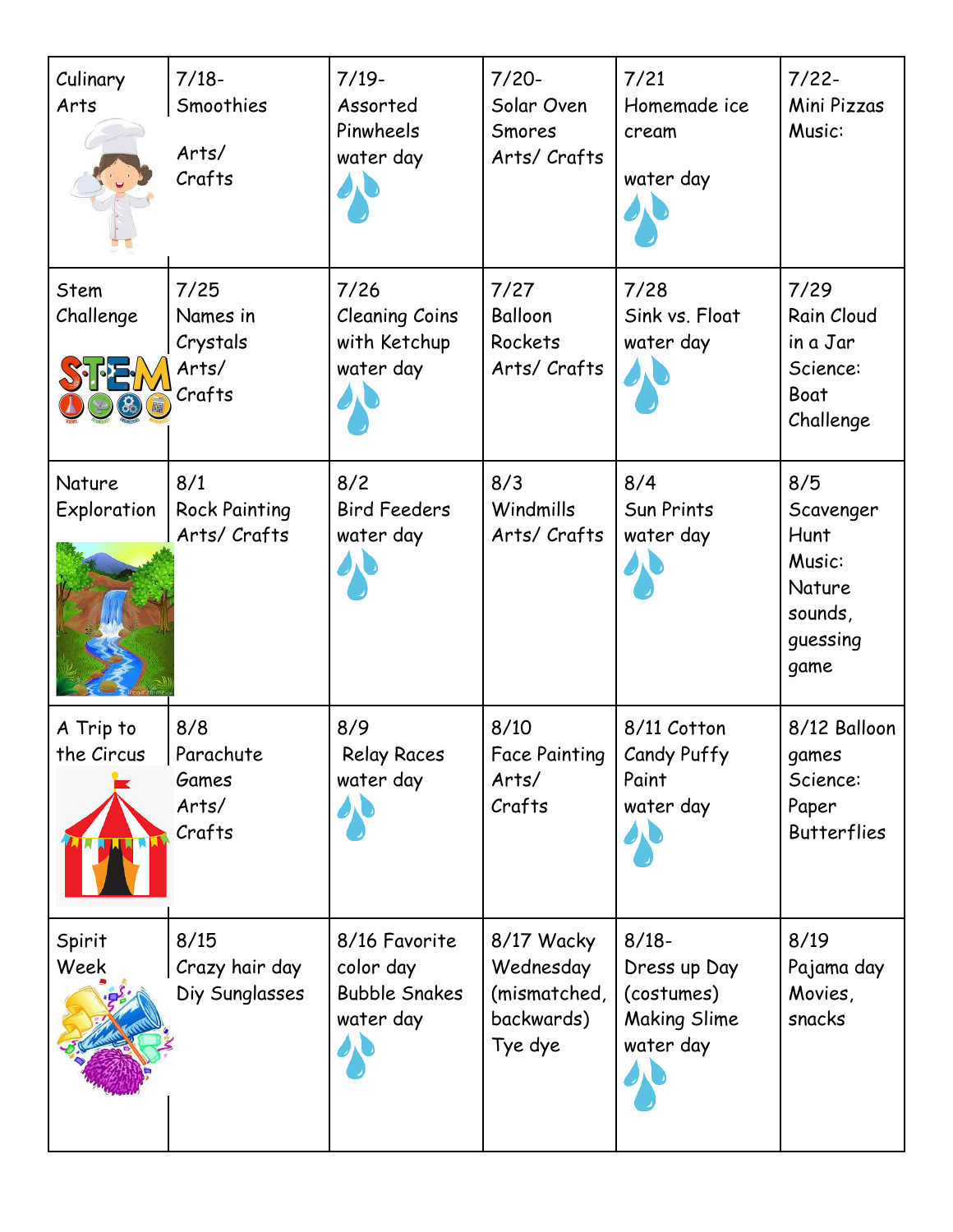| | | | | | |
|---|---|---|---|---|---|
| Culinary Arts | 7/18- Smoothies<br><br>Arts/ Crafts | 7/19- Assorted Pinwheels water day | 7/20- Solar Oven Smores Arts/ Crafts | 7/21 Homemade ice cream<br><br>water day | 7/22- Mini Pizzas Music: |
| Stem Challenge | 7/25 Names in Crystals Arts/ Crafts | 7/26 Cleaning Coins with Ketchup water day | 7/27 Balloon Rockets Arts/ Crafts | 7/28 Sink vs. Float water day | 7/29 Rain Cloud in a Jar Science: Boat Challenge |
| Nature Exploration | 8/1 Rock Painting Arts/ Crafts | 8/2 Bird Feeders water day | 8/3 Windmills Arts/ Crafts | 8/4 Sun Prints water day | 8/5 Scavenger Hunt Music: Nature sounds, guessing game |
| A Trip to the Circus | 8/8 Parachute Games Arts/ Crafts | 8/9 Relay Races water day | 8/10 Face Painting Arts/ Crafts | 8/11 Cotton Candy Puffy Paint water day | 8/12 Balloon games Science: Paper Butterflies |
| Spirit Week | 8/15 Crazy hair day Diy Sunglasses | 8/16 Favorite color day Bubble Snakes water day | 8/17 Wacky Wednesday (mismatched, backwards) Tye dye | 8/18- Dress up Day (costumes) Making Slime water day | 8/19 Pajama day Movies, snacks |